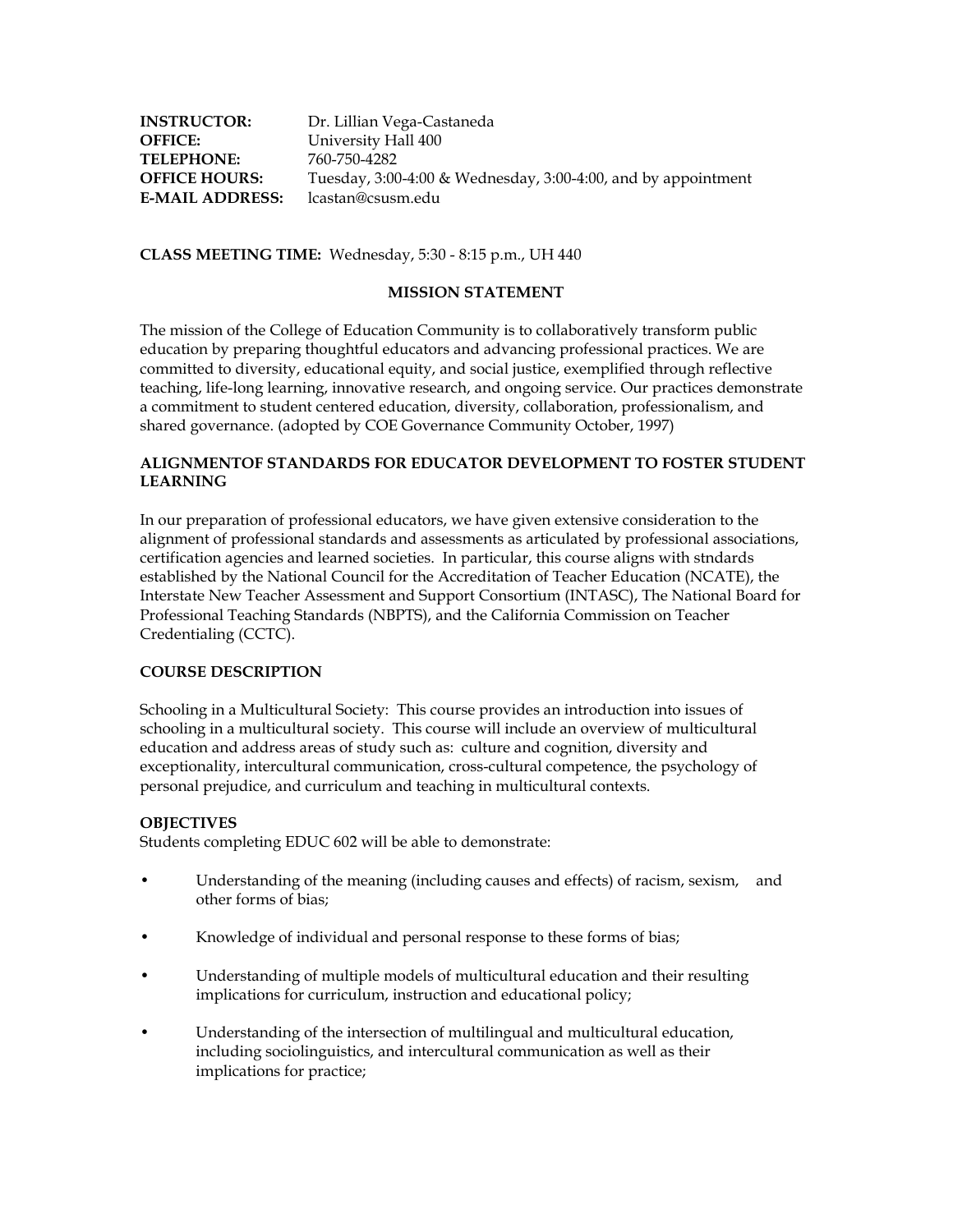**INSTRUCTOR:** Dr. Lillian Vega-Castaneda
**OFFICE:** University Hall 400
**TELEPHONE:** 760-750-4282
**OFFICE HOURS:** Tuesday, 3:00-4:00 & Wednesday, 3:00-4:00, and by appointment
**E-MAIL ADDRESS:** lcastan@csusm.edu

**CLASS MEETING TIME:** Wednesday, 5:30 - 8:15 p.m., UH 440

## MISSION STATEMENT

The mission of the College of Education Community is to collaboratively transform public education by preparing thoughtful educators and advancing professional practices. We are committed to diversity, educational equity, and social justice, exemplified through reflective teaching, life-long learning, innovative research, and ongoing service. Our practices demonstrate a commitment to student centered education, diversity, collaboration, professionalism, and shared governance. (adopted by COE Governance Community October, 1997)

## ALIGNMENTOF STANDARDS FOR EDUCATOR DEVELOPMENT TO FOSTER STUDENT LEARNING

In our preparation of professional educators, we have given extensive consideration to the alignment of professional standards and assessments as articulated by professional associations, certification agencies and learned societies. In particular, this course aligns with stndards established by the National Council for the Accreditation of Teacher Education (NCATE), the Interstate New Teacher Assessment and Support Consortium (INTASC), The National Board for Professional Teaching Standards (NBPTS), and the California Commission on Teacher Credentialing (CCTC).

## COURSE DESCRIPTION

Schooling in a Multicultural Society: This course provides an introduction into issues of schooling in a multicultural society. This course will include an overview of multicultural education and address areas of study such as: culture and cognition, diversity and exceptionality, intercultural communication, cross-cultural competence, the psychology of personal prejudice, and curriculum and teaching in multicultural contexts.

## OBJECTIVES

Students completing EDUC 602 will be able to demonstrate:

- Understanding of the meaning (including causes and effects) of racism, sexism, and other forms of bias;
- Knowledge of individual and personal response to these forms of bias;
- Understanding of multiple models of multicultural education and their resulting implications for curriculum, instruction and educational policy;
- Understanding of the intersection of multilingual and multicultural education, including sociolinguistics, and intercultural communication as well as their implications for practice;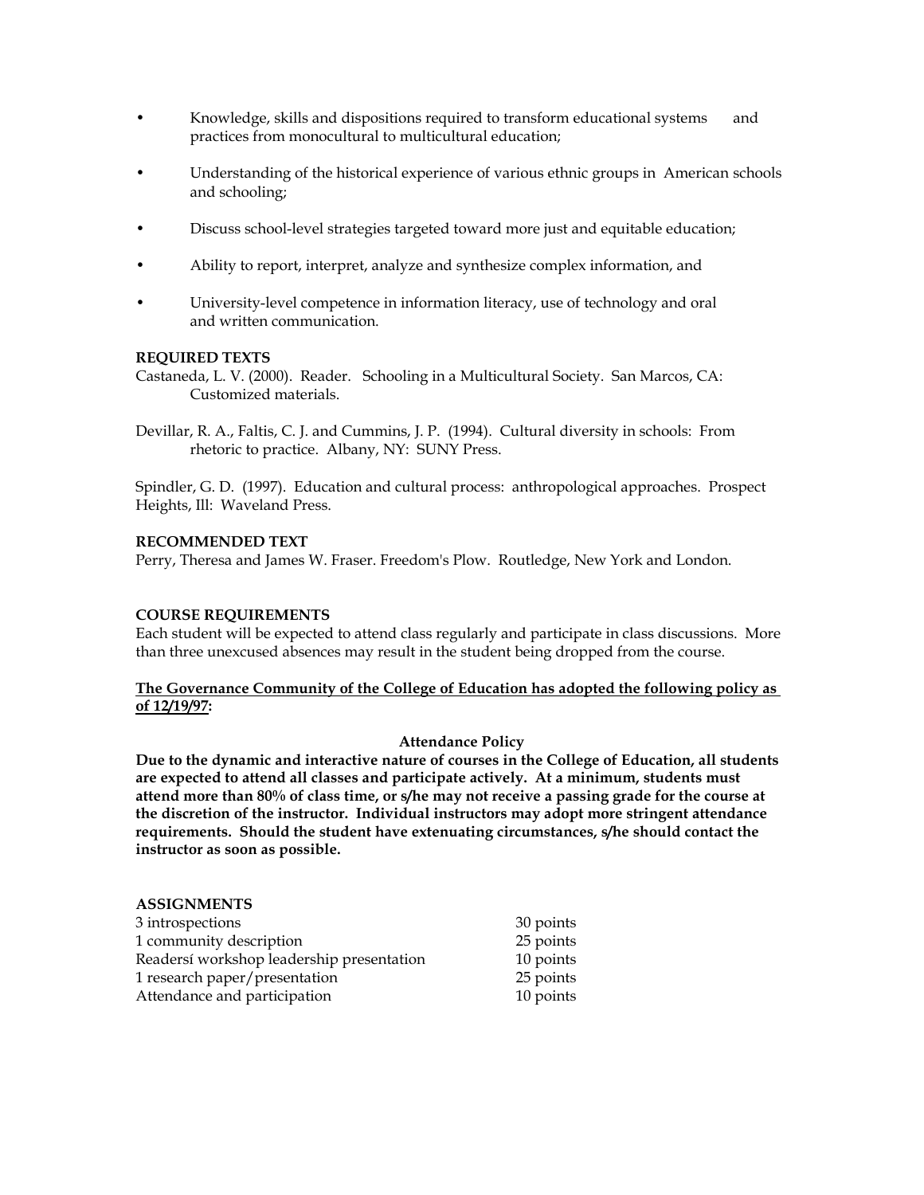- Knowledge, skills and dispositions required to transform educational systems and practices from monocultural to multicultural education;
- Understanding of the historical experience of various ethnic groups in American schools and schooling;
- Discuss school-level strategies targeted toward more just and equitable education;
- Ability to report, interpret, analyze and synthesize complex information, and
- University-level competence in information literacy, use of technology and oral and written communication.

**REQUIRED TEXTS**

Castaneda, L. V. (2000). Reader. Schooling in a Multicultural Society. San Marcos, CA: Customized materials.

Devillar, R. A., Faltis, C. J. and Cummins, J. P. (1994). Cultural diversity in schools: From rhetoric to practice. Albany, NY: SUNY Press.

Spindler, G. D. (1997). Education and cultural process: anthropological approaches. Prospect Heights, Ill: Waveland Press.

**RECOMMENDED TEXT**

Perry, Theresa and James W. Fraser. Freedom's Plow. Routledge, New York and London.

**COURSE REQUIREMENTS**

Each student will be expected to attend class regularly and participate in class discussions. More than three unexcused absences may result in the student being dropped from the course.

**The Governance Community of the College of Education has adopted the following policy as of 12/19/97:**

**Attendance Policy**

**Due to the dynamic and interactive nature of courses in the College of Education, all students are expected to attend all classes and participate actively. At a minimum, students must attend more than 80% of class time, or s/he may not receive a passing grade for the course at the discretion of the instructor. Individual instructors may adopt more stringent attendance requirements. Should the student have extenuating circumstances, s/he should contact the instructor as soon as possible.**

**ASSIGNMENTS**

| | |
|---|---|
| 3 introspections | 30 points |
| 1 community description | 25 points |
| Readersí workshop leadership presentation | 10 points |
| 1 research paper/presentation | 25 points |
| Attendance and participation | 10 points |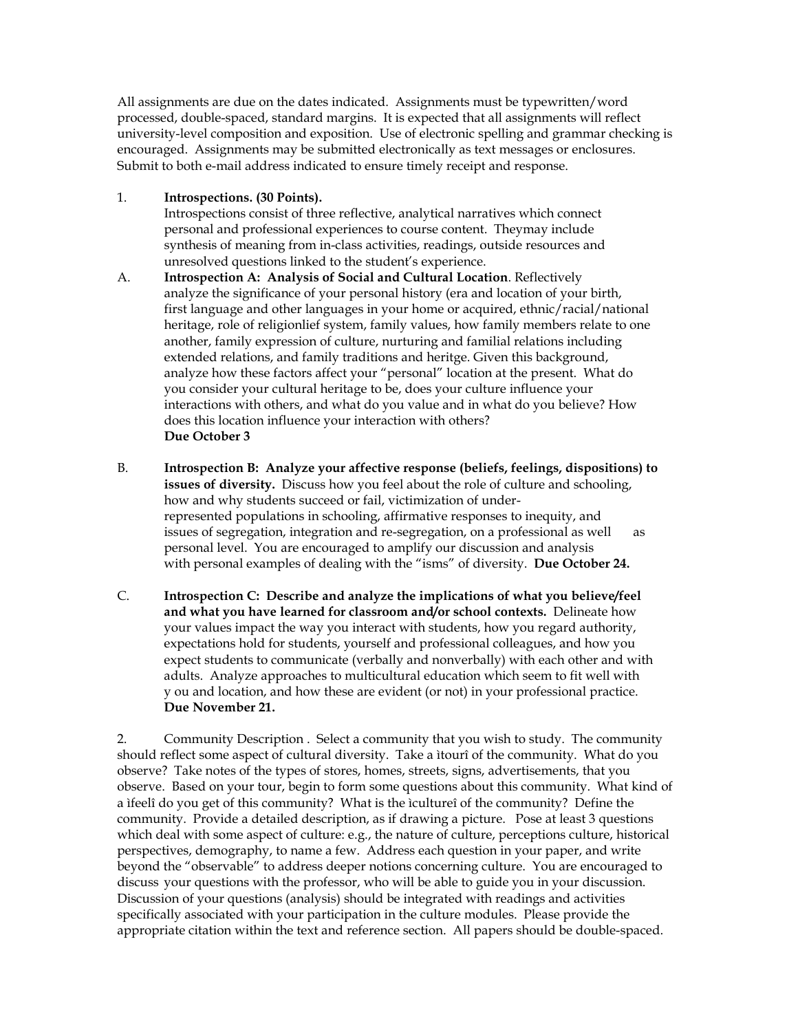All assignments are due on the dates indicated. Assignments must be typewritten/word processed, double-spaced, standard margins. It is expected that all assignments will reflect university-level composition and exposition. Use of electronic spelling and grammar checking is encouraged. Assignments may be submitted electronically as text messages or enclosures. Submit to both e-mail address indicated to ensure timely receipt and response.

1. **Introspections. (30 Points).**
   Introspections consist of three reflective, analytical narratives which connect personal and professional experiences to course content. Theymay include synthesis of meaning from in-class activities, readings, outside resources and unresolved questions linked to the student's experience.

A. **Introspection A: Analysis of Social and Cultural Location**. Reflectively analyze the significance of your personal history (era and location of your birth, first language and other languages in your home or acquired, ethnic/racial/national heritage, role of religionlief system, family values, how family members relate to one another, family expression of culture, nurturing and familial relations including extended relations, and family traditions and heritge. Given this background, analyze how these factors affect your "personal" location at the present. What do you consider your cultural heritage to be, does your culture influence your interactions with others, and what do you value and in what do you believe? How does this location influence your interaction with others?
   **Due October 3**

B. **Introspection B: Analyze your affective response (beliefs, feelings, dispositions) to issues of diversity.** Discuss how you feel about the role of culture and schooling, how and why students succeed or fail, victimization of under-represented populations in schooling, affirmative responses to inequity, and issues of segregation, integration and re-segregation, on a professional as well as personal level. You are encouraged to amplify our discussion and analysis with personal examples of dealing with the "isms" of diversity. **Due October 24.**

C. **Introspection C: Describe and analyze the implications of what you believe/feel and what you have learned for classroom and/or school contexts.** Delineate how your values impact the way you interact with students, how you regard authority, expectations hold for students, yourself and professional colleagues, and how you expect students to communicate (verbally and nonverbally) with each other and with adults. Analyze approaches to multicultural education which seem to fit well with y ou and location, and how these are evident (or not) in your professional practice.
   **Due November 21.**

2. Community Description . Select a community that you wish to study. The community should reflect some aspect of cultural diversity. Take a ìtourî of the community. What do you observe? Take notes of the types of stores, homes, streets, signs, advertisements, that you observe. Based on your tour, begin to form some questions about this community. What kind of a ìfeelî do you get of this community? What is the ìcultureî of the community? Define the community. Provide a detailed description, as if drawing a picture. Pose at least 3 questions which deal with some aspect of culture: e.g., the nature of culture, perceptions culture, historical perspectives, demography, to name a few. Address each question in your paper, and write beyond the "observable" to address deeper notions concerning culture. You are encouraged to discuss your questions with the professor, who will be able to guide you in your discussion. Discussion of your questions (analysis) should be integrated with readings and activities specifically associated with your participation in the culture modules. Please provide the appropriate citation within the text and reference section. All papers should be double-spaced.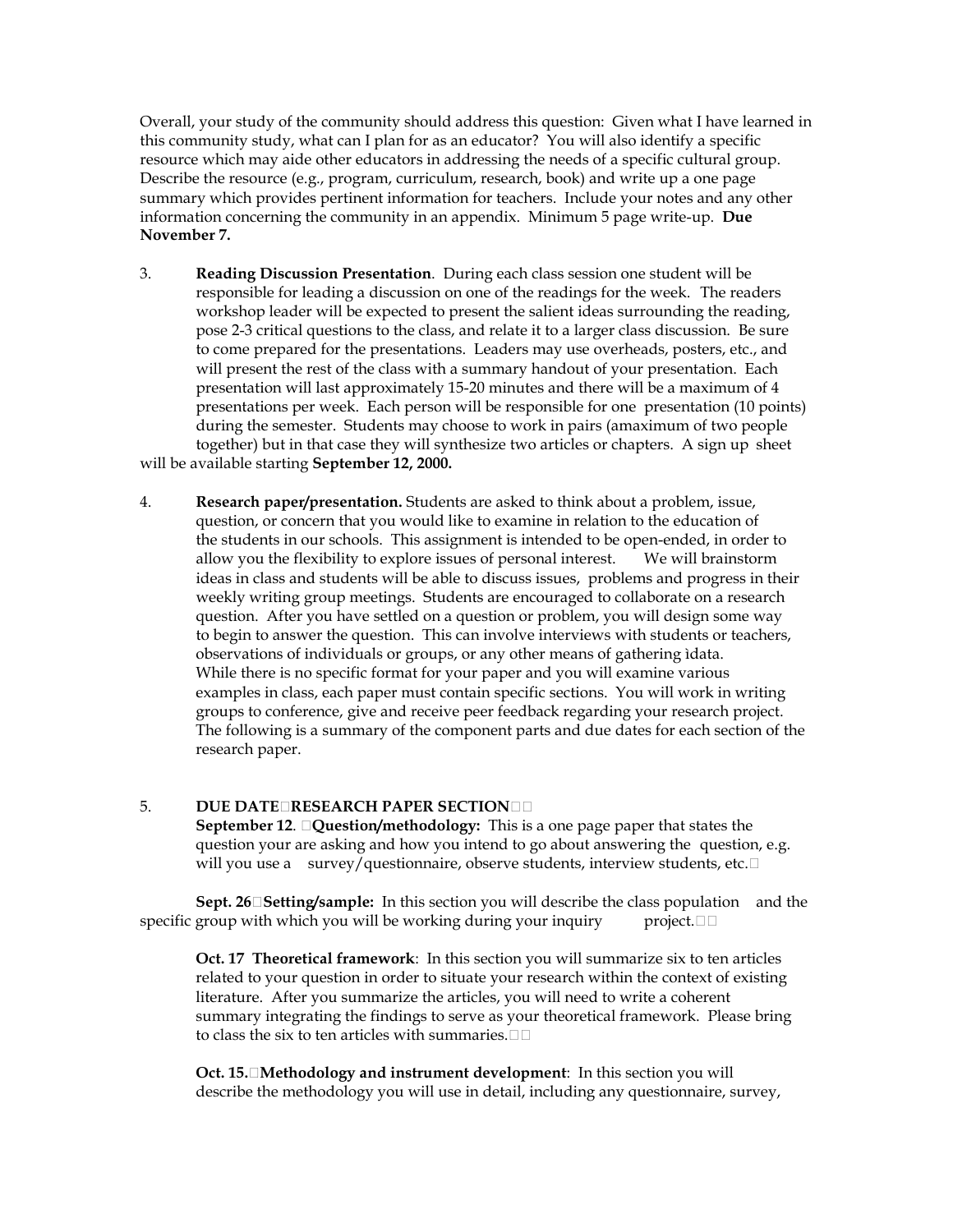Overall, your study of the community should address this question: Given what I have learned in this community study, what can I plan for as an educator? You will also identify a specific resource which may aide other educators in addressing the needs of a specific cultural group. Describe the resource (e.g., program, curriculum, research, book) and write up a one page summary which provides pertinent information for teachers. Include your notes and any other information concerning the community in an appendix. Minimum 5 page write-up. **Due November 7.**

3. **Reading Discussion Presentation**. During each class session one student will be responsible for leading a discussion on one of the readings for the week. The readers workshop leader will be expected to present the salient ideas surrounding the reading, pose 2-3 critical questions to the class, and relate it to a larger class discussion. Be sure to come prepared for the presentations. Leaders may use overheads, posters, etc., and will present the rest of the class with a summary handout of your presentation. Each presentation will last approximately 15-20 minutes and there will be a maximum of 4 presentations per week. Each person will be responsible for one presentation (10 points) during the semester. Students may choose to work in pairs (amaximum of two people together) but in that case they will synthesize two articles or chapters. A sign up sheet will be available starting **September 12, 2000.**

4. **Research paper/presentation.** Students are asked to think about a problem, issue, question, or concern that you would like to examine in relation to the education of the students in our schools. This assignment is intended to be open-ended, in order to allow you the flexibility to explore issues of personal interest. We will brainstorm ideas in class and students will be able to discuss issues, problems and progress in their weekly writing group meetings. Students are encouraged to collaborate on a research question. After you have settled on a question or problem, you will design some way to begin to answer the question. This can involve interviews with students or teachers, observations of individuals or groups, or any other means of gathering ìdata. While there is no specific format for your paper and you will examine various examples in class, each paper must contain specific sections. You will work in writing groups to conference, give and receive peer feedback regarding your research project. The following is a summary of the component parts and due dates for each section of the research paper.

5. **DUE DATE RESEARCH PAPER SECTION**

   **September 12**. **Question/methodology:** This is a one page paper that states the question your are asking and how you intend to go about answering the question, e.g. will you use a survey/questionnaire, observe students, interview students, etc.

   **Sept. 26** **Setting/sample:** In this section you will describe the class population and the specific group with which you will be working during your inquiry project.

   **Oct. 17 Theoretical framework**: In this section you will summarize six to ten articles related to your question in order to situate your research within the context of existing literature. After you summarize the articles, you will need to write a coherent summary integrating the findings to serve as your theoretical framework. Please bring to class the six to ten articles with summaries.

   **Oct. 15.** **Methodology and instrument development**: In this section you will describe the methodology you will use in detail, including any questionnaire, survey,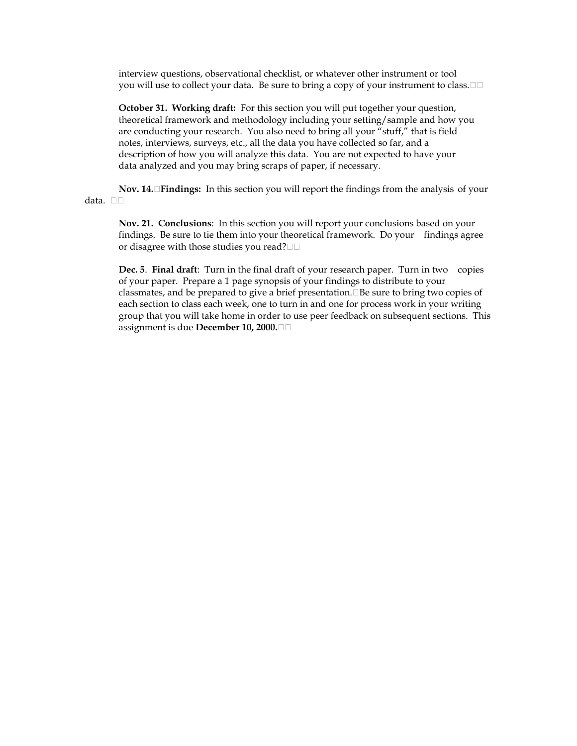interview questions, observational checklist, or whatever other instrument or tool you will use to collect your data. Be sure to bring a copy of your instrument to class.

**October 31. Working draft:** For this section you will put together your question, theoretical framework and methodology including your setting/sample and how you are conducting your research. You also need to bring all your "stuff," that is field notes, interviews, surveys, etc., all the data you have collected so far, and a description of how you will analyze this data. You are not expected to have your data analyzed and you may bring scraps of paper, if necessary.

**Nov. 14. Findings:** In this section you will report the findings from the analysis of your data.

**Nov. 21. Conclusions**: In this section you will report your conclusions based on your findings. Be sure to tie them into your theoretical framework. Do your findings agree or disagree with those studies you read?

**Dec. 5**. **Final draft**: Turn in the final draft of your research paper. Turn in two copies of your paper. Prepare a 1 page synopsis of your findings to distribute to your classmates, and be prepared to give a brief presentation. Be sure to bring two copies of each section to class each week, one to turn in and one for process work in your writing group that you will take home in order to use peer feedback on subsequent sections. This assignment is due **December 10, 2000.**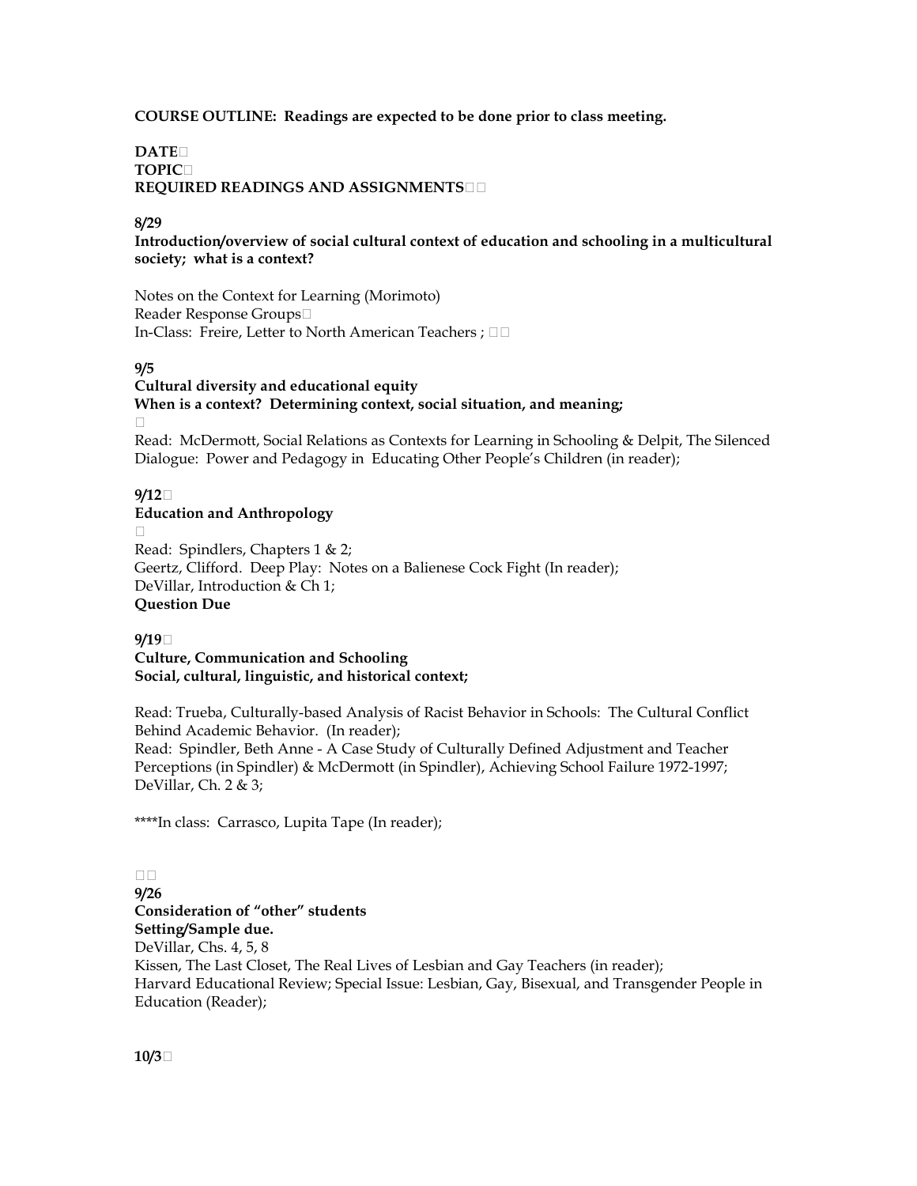**COURSE OUTLINE: Readings are expected to be done prior to class meeting.**

**DATE**
**TOPIC**
**REQUIRED READINGS AND ASSIGNMENTS**

**8/29**
**Introduction/overview of social cultural context of education and schooling in a multicultural society; what is a context?**

Notes on the Context for Learning (Morimoto)
Reader Response Groups
In-Class: Freire, Letter to North American Teachers ;

**9/5**
**Cultural diversity and educational equity**
**When is a context? Determining context, social situation, and meaning;**

Read: McDermott, Social Relations as Contexts for Learning in Schooling & Delpit, The Silenced Dialogue: Power and Pedagogy in Educating Other People's Children (in reader);

**9/12**
**Education and Anthropology**

Read: Spindlers, Chapters 1 & 2;
Geertz, Clifford. Deep Play: Notes on a Balienese Cock Fight (In reader);
DeVillar, Introduction & Ch 1;
**Question Due**

**9/19**
**Culture, Communication and Schooling**
**Social, cultural, linguistic, and historical context;**

Read: Trueba, Culturally-based Analysis of Racist Behavior in Schools: The Cultural Conflict Behind Academic Behavior. (In reader);
Read: Spindler, Beth Anne - A Case Study of Culturally Defined Adjustment and Teacher Perceptions (in Spindler) & McDermott (in Spindler), Achieving School Failure 1972-1997;
DeVillar, Ch. 2 & 3;

****In class: Carrasco, Lupita Tape (In reader);

**9/26**
**Consideration of "other" students**
**Setting/Sample due.**
DeVillar, Chs. 4, 5, 8
Kissen, The Last Closet, The Real Lives of Lesbian and Gay Teachers (in reader);
Harvard Educational Review; Special Issue: Lesbian, Gay, Bisexual, and Transgender People in Education (Reader);

**10/3**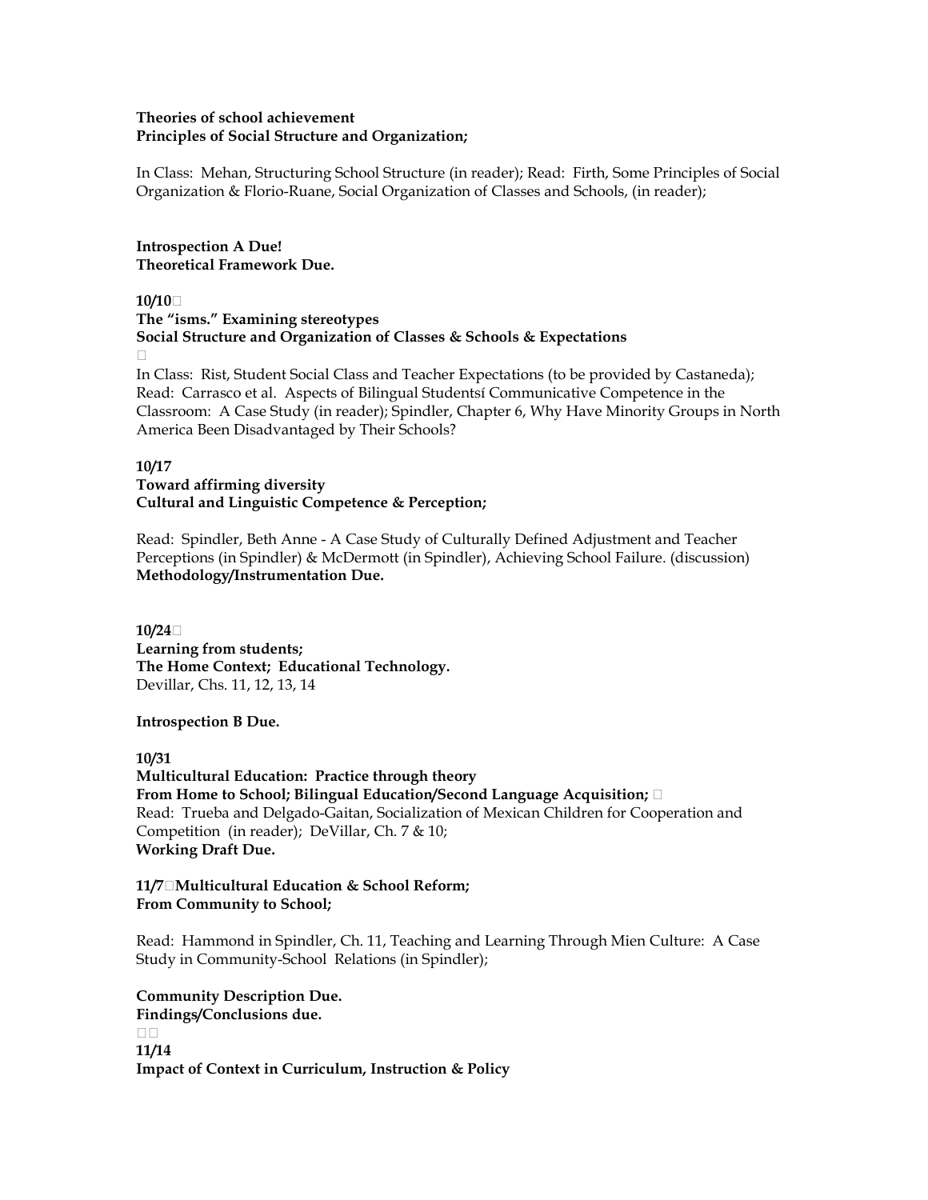**Theories of school achievement**
**Principles of Social Structure and Organization;**

In Class: Mehan, Structuring School Structure (in reader); Read: Firth, Some Principles of Social Organization & Florio-Ruane, Social Organization of Classes and Schools, (in reader);

**Introspection A Due!**
**Theoretical Framework Due.**

**10/10**
**The "isms." Examining stereotypes**
**Social Structure and Organization of Classes & Schools & Expectations**

In Class: Rist, Student Social Class and Teacher Expectations (to be provided by Castaneda); Read: Carrasco et al. Aspects of Bilingual Studentsí Communicative Competence in the Classroom: A Case Study (in reader); Spindler, Chapter 6, Why Have Minority Groups in North America Been Disadvantaged by Their Schools?

**10/17**
**Toward affirming diversity**
**Cultural and Linguistic Competence & Perception;**

Read: Spindler, Beth Anne - A Case Study of Culturally Defined Adjustment and Teacher Perceptions (in Spindler) & McDermott (in Spindler), Achieving School Failure. (discussion)
**Methodology/Instrumentation Due.**

**10/24**
**Learning from students;**
**The Home Context; Educational Technology.**
Devillar, Chs. 11, 12, 13, 14

**Introspection B Due.**

**10/31**
**Multicultural Education: Practice through theory**
**From Home to School; Bilingual Education/Second Language Acquisition;**
Read: Trueba and Delgado-Gaitan, Socialization of Mexican Children for Cooperation and Competition (in reader); DeVillar, Ch. 7 & 10;
**Working Draft Due.**

**11/7 Multicultural Education & School Reform;**
**From Community to School;**

Read: Hammond in Spindler, Ch. 11, Teaching and Learning Through Mien Culture: A Case Study in Community-School Relations (in Spindler);

**Community Description Due.**
**Findings/Conclusions due.**

**11/14**
**Impact of Context in Curriculum, Instruction & Policy**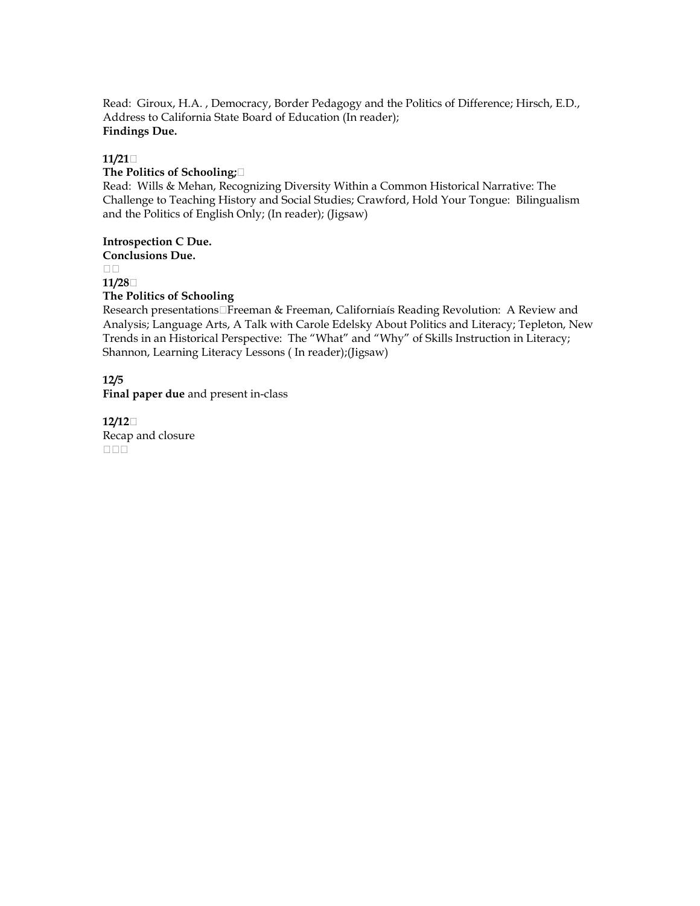Read: Giroux, H.A. , Democracy, Border Pedagogy and the Politics of Difference; Hirsch, E.D., Address to California State Board of Education (In reader);
**Findings Due.**

**11/21**

**The Politics of Schooling;**

Read: Wills & Mehan, Recognizing Diversity Within a Common Historical Narrative: The Challenge to Teaching History and Social Studies; Crawford, Hold Your Tongue: Bilingualism and the Politics of English Only; (In reader); (Jigsaw)

**Introspection C Due.**
**Conclusions Due.**

**11/28**

**The Politics of Schooling**

Research presentations Freeman & Freeman, Californiaís Reading Revolution: A Review and Analysis; Language Arts, A Talk with Carole Edelsky About Politics and Literacy; Tepleton, New Trends in an Historical Perspective: The "What" and "Why" of Skills Instruction in Literacy; Shannon, Learning Literacy Lessons ( In reader);(Jigsaw)

**12/5**

**Final paper due** and present in-class

**12/12**

Recap and closure